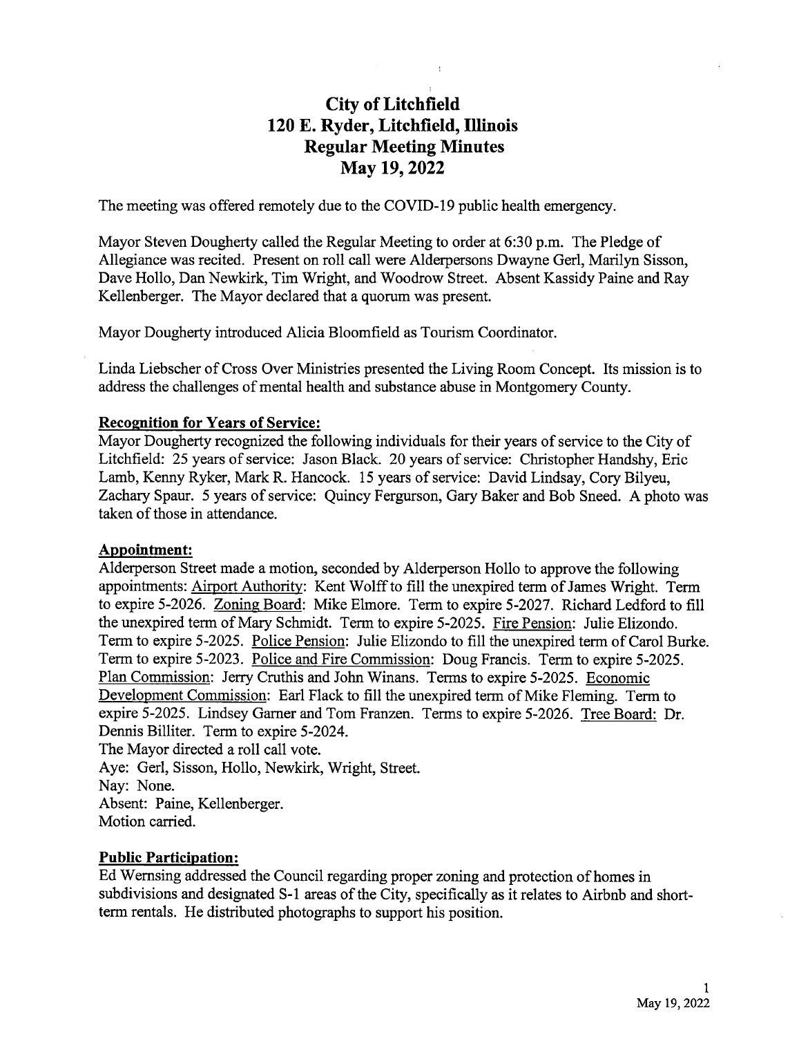# City of Litchfield
## 120 E. Ryder, Litchfield, Illinois
## Regular Meeting Minutes
## May 19, 2022

The meeting was offered remotely due to the COVID-19 public health emergency.

Mayor Steven Dougherty called the Regular Meeting to order at 6:30 p.m. The Pledge of Allegiance was recited. Present on roll call were Alderpersons Dwayne Gerl, Marilyn Sisson, Dave Hollo, Dan Newkirk, Tim Wright, and Woodrow Street. Absent Kassidy Paine and Ray Kellenberger. The Mayor declared that a quorum was present.

Mayor Dougherty introduced Alicia Bloomfield as Tourism Coordinator.

Linda Liebscher of Cross Over Ministries presented the Living Room Concept. Its mission is to address the challenges of mental health and substance abuse in Montgomery County.

**Recognition for Years of Service:**
Mayor Dougherty recognized the following individuals for their years of service to the City of Litchfield: 25 years of service: Jason Black. 20 years of service: Christopher Handshy, Eric Lamb, Kenny Ryker, Mark R. Hancock. 15 years of service: David Lindsay, Cory Bilyeu, Zachary Spaur. 5 years of service: Quincy Fergurson, Gary Baker and Bob Sneed. A photo was taken of those in attendance.

**Appointment:**
Alderperson Street made a motion, seconded by Alderperson Hollo to approve the following appointments: Airport Authority: Kent Wolff to fill the unexpired term of James Wright. Term to expire 5-2026. Zoning Board: Mike Elmore. Term to expire 5-2027. Richard Ledford to fill the unexpired term of Mary Schmidt. Term to expire 5-2025. Fire Pension: Julie Elizondo. Term to expire 5-2025. Police Pension: Julie Elizondo to fill the unexpired term of Carol Burke. Term to expire 5-2023. Police and Fire Commission: Doug Francis. Term to expire 5-2025. Plan Commission: Jerry Cruthis and John Winans. Terms to expire 5-2025. Economic Development Commission: Earl Flack to fill the unexpired term of Mike Fleming. Term to expire 5-2025. Lindsey Garner and Tom Franzen. Terms to expire 5-2026. Tree Board: Dr. Dennis Billiter. Term to expire 5-2024.
The Mayor directed a roll call vote.
Aye: Gerl, Sisson, Hollo, Newkirk, Wright, Street.
Nay: None.
Absent: Paine, Kellenberger.
Motion carried.

**Public Participation:**
Ed Wernsing addressed the Council regarding proper zoning and protection of homes in subdivisions and designated S-1 areas of the City, specifically as it relates to Airbnb and short-term rentals. He distributed photographs to support his position.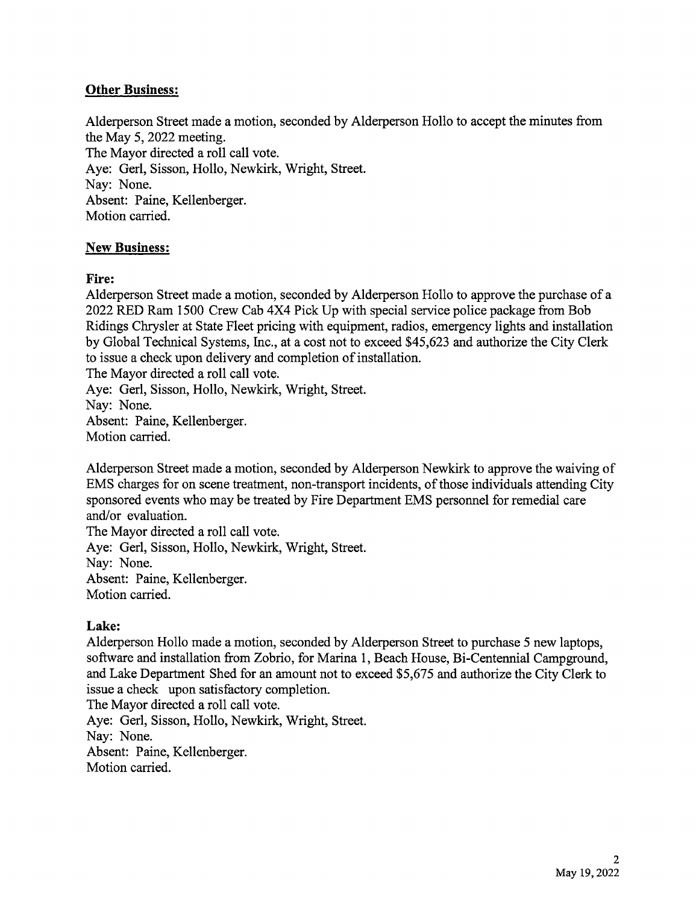## Other Business:

Alderperson Street made a motion, seconded by Alderperson Hollo to accept the minutes from the May 5, 2022 meeting.
The Mayor directed a roll call vote.
Aye: Gerl, Sisson, Hollo, Newkirk, Wright, Street.
Nay: None.
Absent: Paine, Kellenberger.
Motion carried.

## New Business:

### Fire:

Alderperson Street made a motion, seconded by Alderperson Hollo to approve the purchase of a 2022 RED Ram 1500 Crew Cab 4X4 Pick Up with special service police package from Bob Ridings Chrysler at State Fleet pricing with equipment, radios, emergency lights and installation by Global Technical Systems, Inc., at a cost not to exceed $45,623 and authorize the City Clerk to issue a check upon delivery and completion of installation.
The Mayor directed a roll call vote.
Aye: Gerl, Sisson, Hollo, Newkirk, Wright, Street.
Nay: None.
Absent: Paine, Kellenberger.
Motion carried.

Alderperson Street made a motion, seconded by Alderperson Newkirk to approve the waiving of EMS charges for on scene treatment, non-transport incidents, of those individuals attending City sponsored events who may be treated by Fire Department EMS personnel for remedial care and/or evaluation.
The Mayor directed a roll call vote.
Aye: Gerl, Sisson, Hollo, Newkirk, Wright, Street.
Nay: None.
Absent: Paine, Kellenberger.
Motion carried.

### Lake:

Alderperson Hollo made a motion, seconded by Alderperson Street to purchase 5 new laptops, software and installation from Zobrio, for Marina 1, Beach House, Bi-Centennial Campground, and Lake Department Shed for an amount not to exceed $5,675 and authorize the City Clerk to issue a check upon satisfactory completion.
The Mayor directed a roll call vote.
Aye: Gerl, Sisson, Hollo, Newkirk, Wright, Street.
Nay: None.
Absent: Paine, Kellenberger.
Motion carried.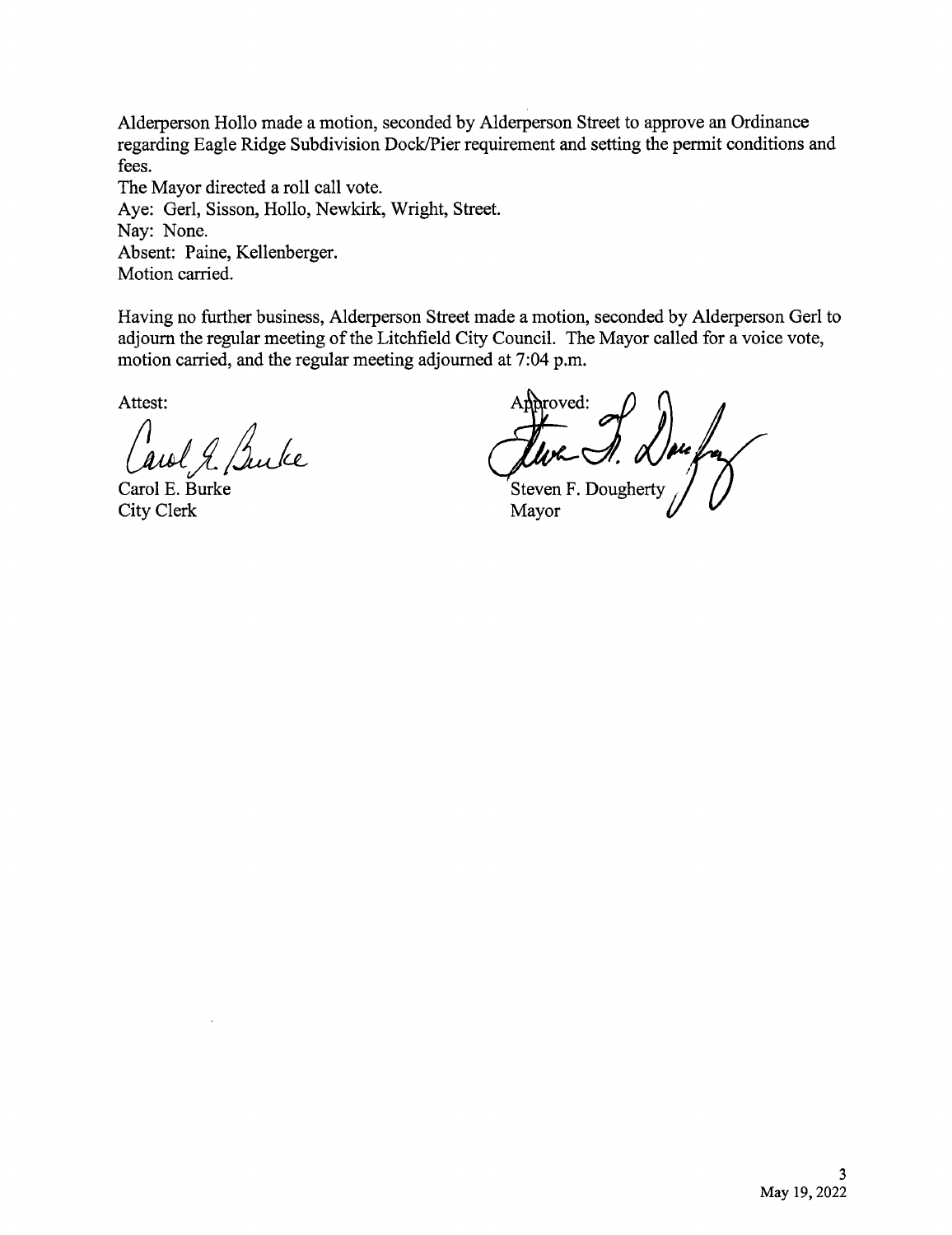Alderperson Hollo made a motion, seconded by Alderperson Street to approve an Ordinance regarding Eagle Ridge Subdivision Dock/Pier requirement and setting the permit conditions and fees.

The Mayor directed a roll call vote.
Aye: Gerl, Sisson, Hollo, Newkirk, Wright, Street.
Nay: None.
Absent: Paine, Kellenberger.
Motion carried.

Having no further business, Alderperson Street made a motion, seconded by Alderperson Gerl to adjourn the regular meeting of the Litchfield City Council. The Mayor called for a voice vote, motion carried, and the regular meeting adjourned at 7:04 p.m.

Attest:

Carol E. Burke
City Clerk

Approved:

Steven F. Dougherty
Mayor

May 19, 2022